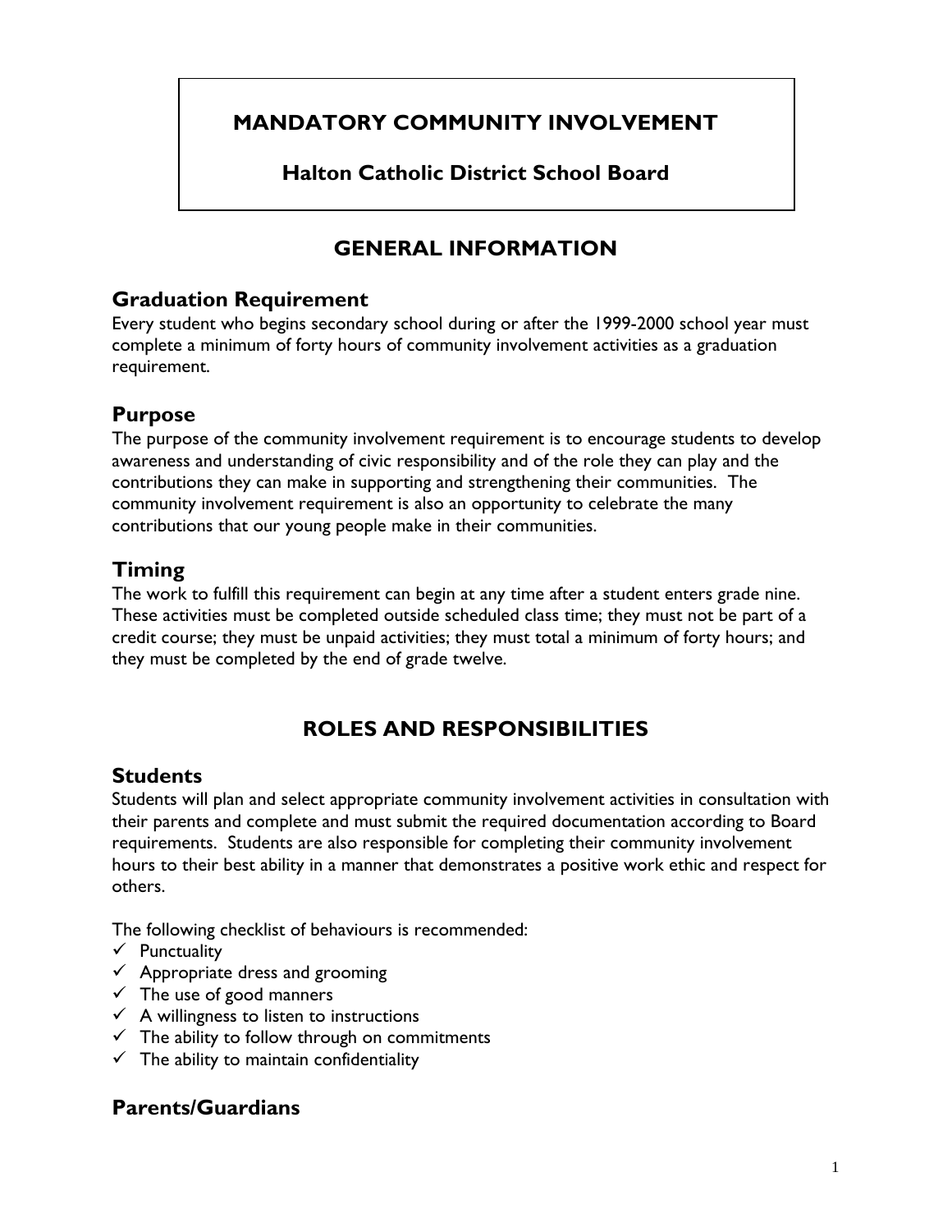# MANDATORY COMMUNITY INVOLVEMENT

## Halton Catholic District School Board

## GENERAL INFORMATION

### Graduation Requirement

Every student who begins secondary school during or after the 1999-2000 school year must complete a minimum of forty hours of community involvement activities as a graduation requirement.

### Purpose

The purpose of the community involvement requirement is to encourage students to develop awareness and understanding of civic responsibility and of the role they can play and the contributions they can make in supporting and strengthening their communities. The community involvement requirement is also an opportunity to celebrate the many contributions that our young people make in their communities.

### Timing

The work to fulfill this requirement can begin at any time after a student enters grade nine. These activities must be completed outside scheduled class time; they must not be part of a credit course; they must be unpaid activities; they must total a minimum of forty hours; and they must be completed by the end of grade twelve.

## ROLES AND RESPONSIBILITIES

### Students

Students will plan and select appropriate community involvement activities in consultation with their parents and complete and must submit the required documentation according to Board requirements. Students are also responsible for completing their community involvement hours to their best ability in a manner that demonstrates a positive work ethic and respect for others.

The following checklist of behaviours is recommended:

- ✓ Punctuality
- ✓ Appropriate dress and grooming
- ✓ The use of good manners
- ✓ A willingness to listen to instructions
- ✓ The ability to follow through on commitments
- ✓ The ability to maintain confidentiality

### Parents/Guardians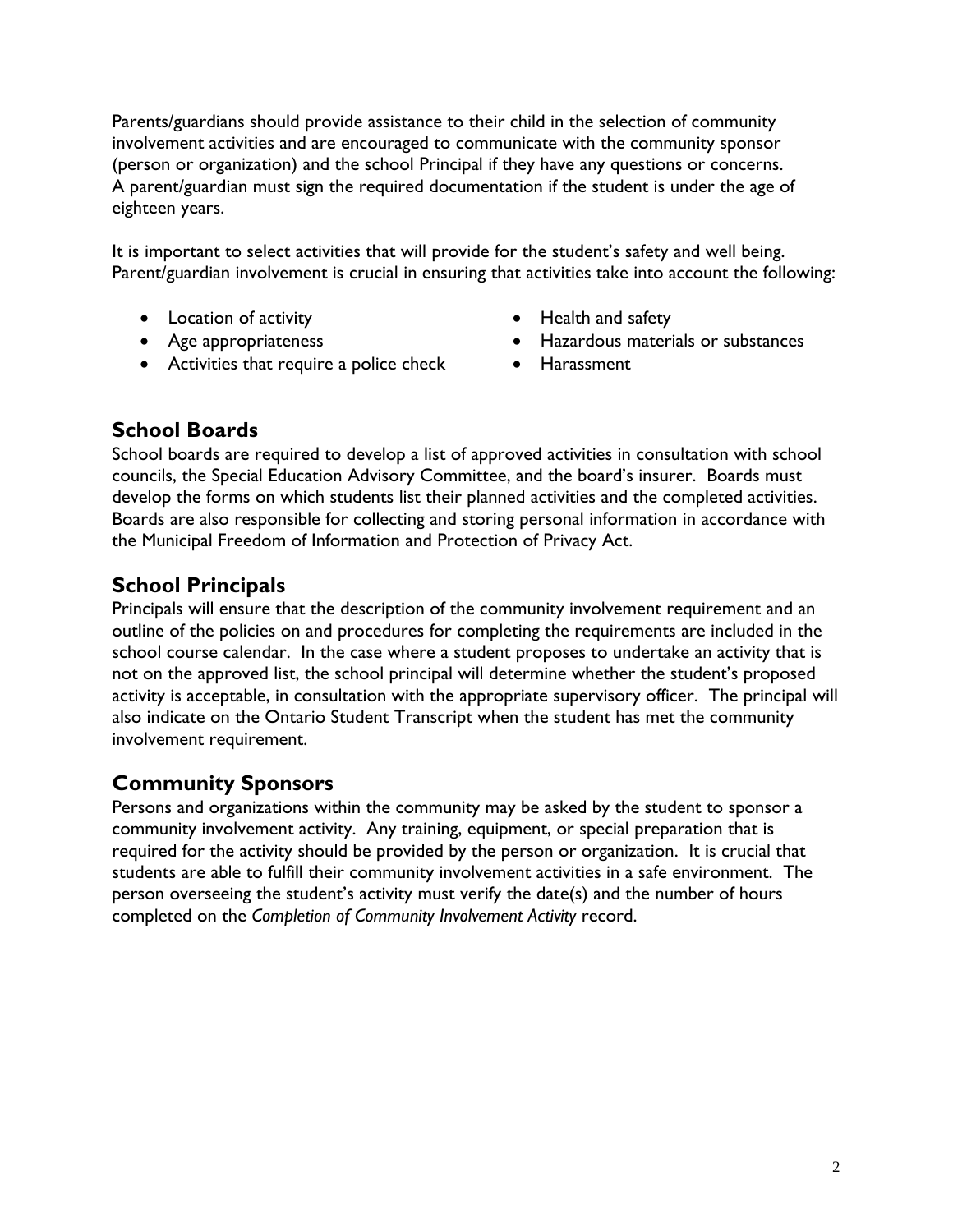Parents/guardians should provide assistance to their child in the selection of community involvement activities and are encouraged to communicate with the community sponsor (person or organization) and the school Principal if they have any questions or concerns. A parent/guardian must sign the required documentation if the student is under the age of eighteen years.

It is important to select activities that will provide for the student's safety and well being. Parent/guardian involvement is crucial in ensuring that activities take into account the following:

- Location of activity
- Age appropriateness
- Activities that require a police check
- Health and safety
- Hazardous materials or substances
- Harassment

## School Boards

School boards are required to develop a list of approved activities in consultation with school councils, the Special Education Advisory Committee, and the board's insurer. Boards must develop the forms on which students list their planned activities and the completed activities. Boards are also responsible for collecting and storing personal information in accordance with the Municipal Freedom of Information and Protection of Privacy Act.

## School Principals

Principals will ensure that the description of the community involvement requirement and an outline of the policies on and procedures for completing the requirements are included in the school course calendar. In the case where a student proposes to undertake an activity that is not on the approved list, the school principal will determine whether the student's proposed activity is acceptable, in consultation with the appropriate supervisory officer. The principal will also indicate on the Ontario Student Transcript when the student has met the community involvement requirement.

## Community Sponsors

Persons and organizations within the community may be asked by the student to sponsor a community involvement activity. Any training, equipment, or special preparation that is required for the activity should be provided by the person or organization. It is crucial that students are able to fulfill their community involvement activities in a safe environment. The person overseeing the student's activity must verify the date(s) and the number of hours completed on the *Completion of Community Involvement Activity* record.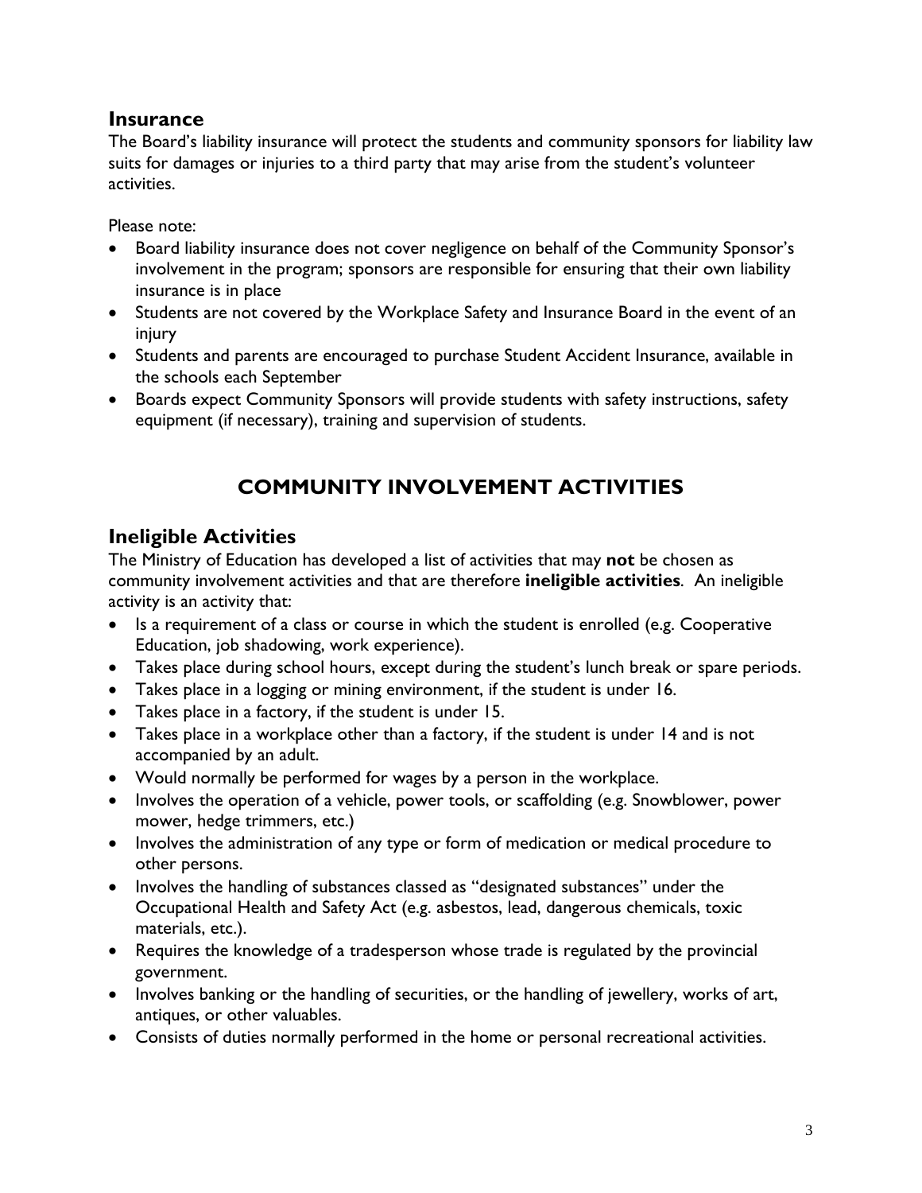## Insurance

The Board's liability insurance will protect the students and community sponsors for liability law suits for damages or injuries to a third party that may arise from the student's volunteer activities.

Please note:

- Board liability insurance does not cover negligence on behalf of the Community Sponsor's involvement in the program; sponsors are responsible for ensuring that their own liability insurance is in place
- Students are not covered by the Workplace Safety and Insurance Board in the event of an injury
- Students and parents are encouraged to purchase Student Accident Insurance, available in the schools each September
- Boards expect Community Sponsors will provide students with safety instructions, safety equipment (if necessary), training and supervision of students.

# COMMUNITY INVOLVEMENT ACTIVITIES

## Ineligible Activities

The Ministry of Education has developed a list of activities that may **not** be chosen as community involvement activities and that are therefore **ineligible activities**. An ineligible activity is an activity that:

- Is a requirement of a class or course in which the student is enrolled (e.g. Cooperative Education, job shadowing, work experience).
- Takes place during school hours, except during the student's lunch break or spare periods.
- Takes place in a logging or mining environment, if the student is under 16.
- Takes place in a factory, if the student is under 15.
- Takes place in a workplace other than a factory, if the student is under 14 and is not accompanied by an adult.
- Would normally be performed for wages by a person in the workplace.
- Involves the operation of a vehicle, power tools, or scaffolding (e.g. Snowblower, power mower, hedge trimmers, etc.)
- Involves the administration of any type or form of medication or medical procedure to other persons.
- Involves the handling of substances classed as "designated substances" under the Occupational Health and Safety Act (e.g. asbestos, lead, dangerous chemicals, toxic materials, etc.).
- Requires the knowledge of a tradesperson whose trade is regulated by the provincial government.
- Involves banking or the handling of securities, or the handling of jewellery, works of art, antiques, or other valuables.
- Consists of duties normally performed in the home or personal recreational activities.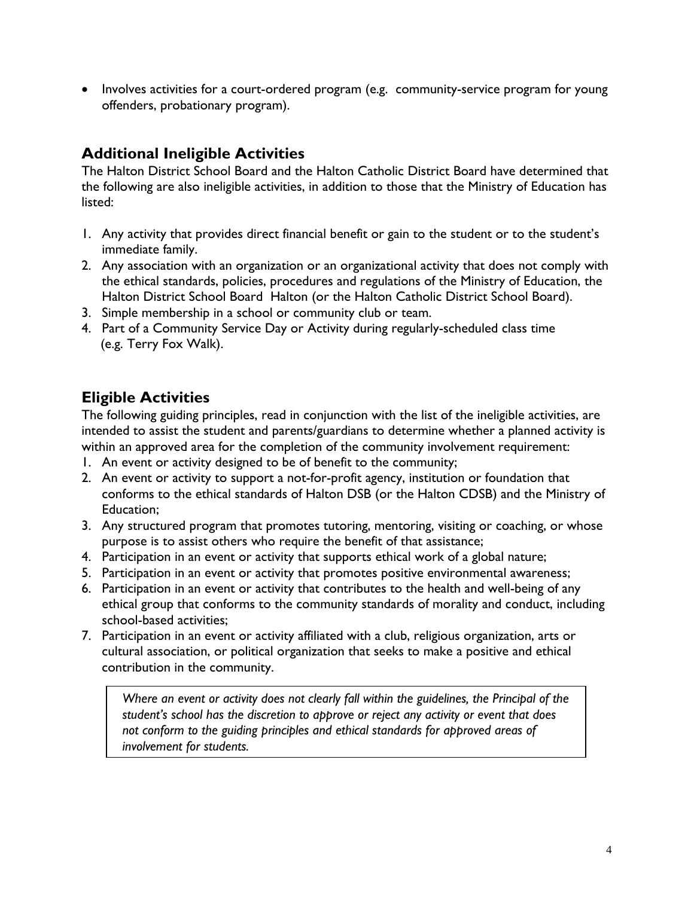- Involves activities for a court-ordered program (e.g. community-service program for young offenders, probationary program).

## Additional Ineligible Activities

The Halton District School Board and the Halton Catholic District Board have determined that the following are also ineligible activities, in addition to those that the Ministry of Education has listed:

1. Any activity that provides direct financial benefit or gain to the student or to the student's immediate family.
2. Any association with an organization or an organizational activity that does not comply with the ethical standards, policies, procedures and regulations of the Ministry of Education, the Halton District School Board Halton (or the Halton Catholic District School Board).
3. Simple membership in a school or community club or team.
4. Part of a Community Service Day or Activity during regularly-scheduled class time (e.g. Terry Fox Walk).

## Eligible Activities

The following guiding principles, read in conjunction with the list of the ineligible activities, are intended to assist the student and parents/guardians to determine whether a planned activity is within an approved area for the completion of the community involvement requirement:

1. An event or activity designed to be of benefit to the community;
2. An event or activity to support a not-for-profit agency, institution or foundation that conforms to the ethical standards of Halton DSB (or the Halton CDSB) and the Ministry of Education;
3. Any structured program that promotes tutoring, mentoring, visiting or coaching, or whose purpose is to assist others who require the benefit of that assistance;
4. Participation in an event or activity that supports ethical work of a global nature;
5. Participation in an event or activity that promotes positive environmental awareness;
6. Participation in an event or activity that contributes to the health and well-being of any ethical group that conforms to the community standards of morality and conduct, including school-based activities;
7. Participation in an event or activity affiliated with a club, religious organization, arts or cultural association, or political organization that seeks to make a positive and ethical contribution in the community.

*Where an event or activity does not clearly fall within the guidelines, the Principal of the student's school has the discretion to approve or reject any activity or event that does not conform to the guiding principles and ethical standards for approved areas of involvement for students.*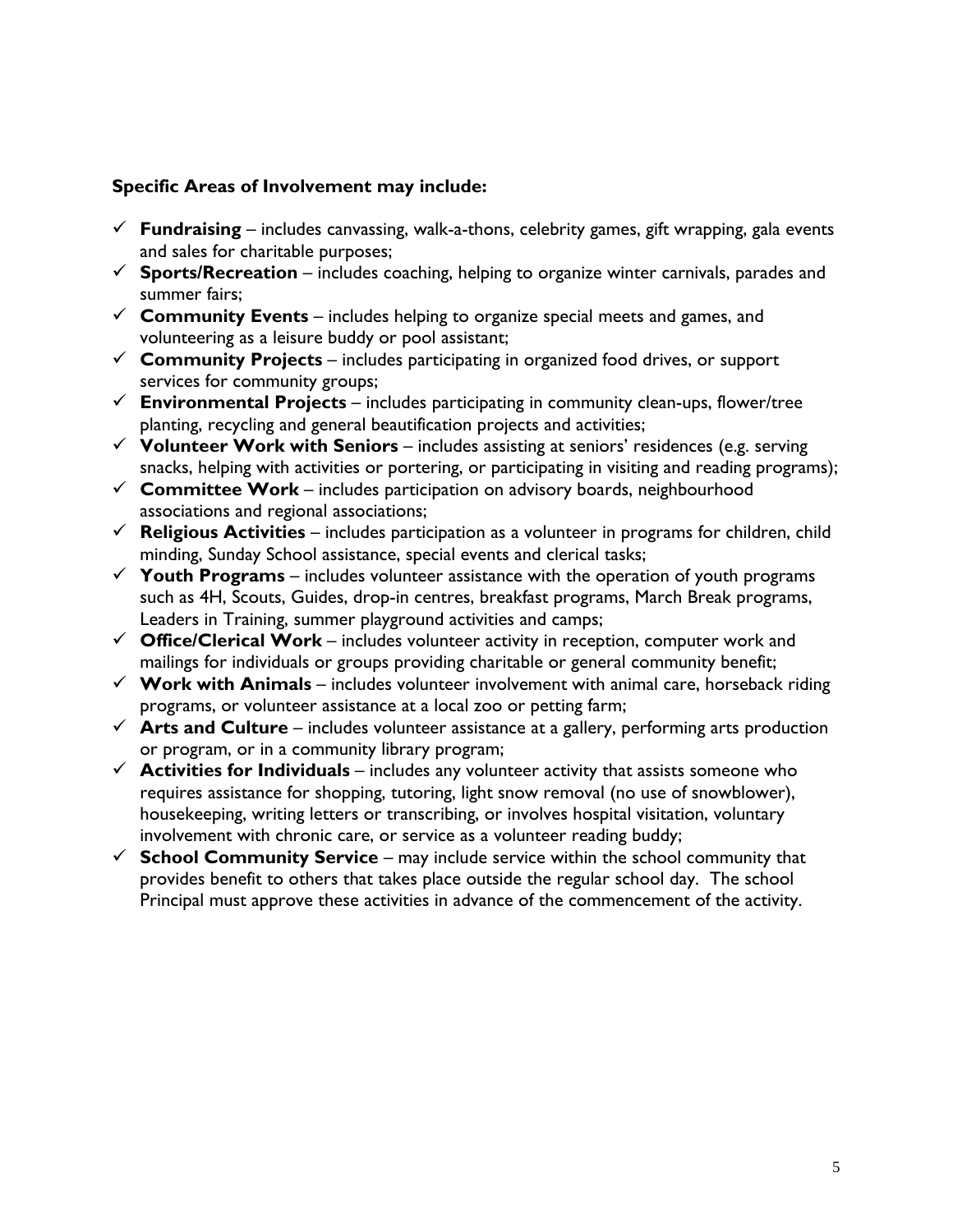**Specific Areas of Involvement may include:**

- ✓ **Fundraising** – includes canvassing, walk-a-thons, celebrity games, gift wrapping, gala events and sales for charitable purposes;
- ✓ **Sports/Recreation** – includes coaching, helping to organize winter carnivals, parades and summer fairs;
- ✓ **Community Events** – includes helping to organize special meets and games, and volunteering as a leisure buddy or pool assistant;
- ✓ **Community Projects** – includes participating in organized food drives, or support services for community groups;
- ✓ **Environmental Projects** – includes participating in community clean-ups, flower/tree planting, recycling and general beautification projects and activities;
- ✓ **Volunteer Work with Seniors** – includes assisting at seniors' residences (e.g. serving snacks, helping with activities or portering, or participating in visiting and reading programs);
- ✓ **Committee Work** – includes participation on advisory boards, neighbourhood associations and regional associations;
- ✓ **Religious Activities** – includes participation as a volunteer in programs for children, child minding, Sunday School assistance, special events and clerical tasks;
- ✓ **Youth Programs** – includes volunteer assistance with the operation of youth programs such as 4H, Scouts, Guides, drop-in centres, breakfast programs, March Break programs, Leaders in Training, summer playground activities and camps;
- ✓ **Office/Clerical Work** – includes volunteer activity in reception, computer work and mailings for individuals or groups providing charitable or general community benefit;
- ✓ **Work with Animals** – includes volunteer involvement with animal care, horseback riding programs, or volunteer assistance at a local zoo or petting farm;
- ✓ **Arts and Culture** – includes volunteer assistance at a gallery, performing arts production or program, or in a community library program;
- ✓ **Activities for Individuals** – includes any volunteer activity that assists someone who requires assistance for shopping, tutoring, light snow removal (no use of snowblower), housekeeping, writing letters or transcribing, or involves hospital visitation, voluntary involvement with chronic care, or service as a volunteer reading buddy;
- ✓ **School Community Service** – may include service within the school community that provides benefit to others that takes place outside the regular school day. The school Principal must approve these activities in advance of the commencement of the activity.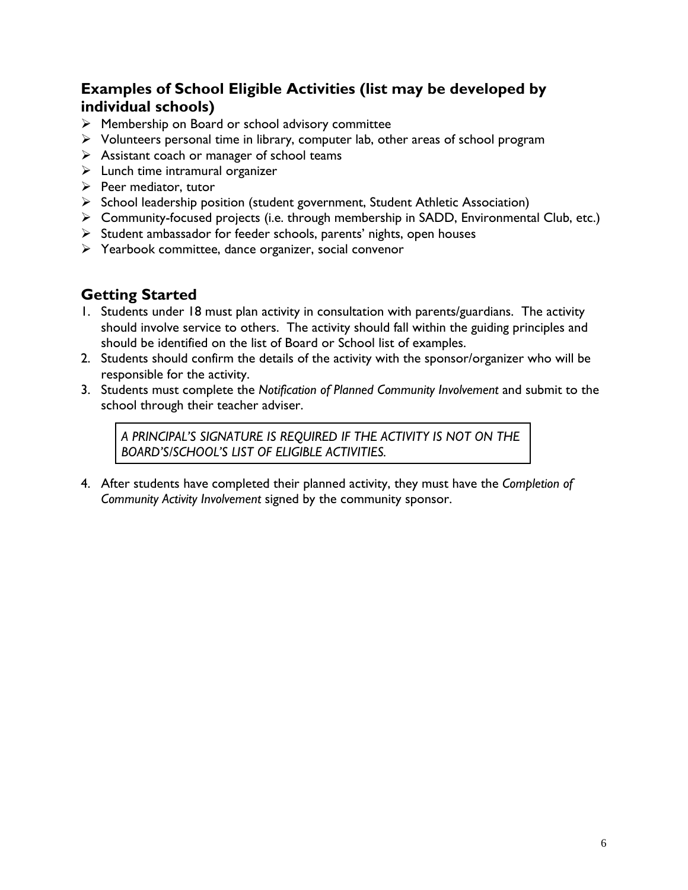## Examples of School Eligible Activities (list may be developed by individual schools)

- Membership on Board or school advisory committee
- Volunteers personal time in library, computer lab, other areas of school program
- Assistant coach or manager of school teams
- Lunch time intramural organizer
- Peer mediator, tutor
- School leadership position (student government, Student Athletic Association)
- Community-focused projects (i.e. through membership in SADD, Environmental Club, etc.)
- Student ambassador for feeder schools, parents' nights, open houses
- Yearbook committee, dance organizer, social convenor

## Getting Started

1. Students under 18 must plan activity in consultation with parents/guardians. The activity should involve service to others. The activity should fall within the guiding principles and should be identified on the list of Board or School list of examples.
2. Students should confirm the details of the activity with the sponsor/organizer who will be responsible for the activity.
3. Students must complete the *Notification of Planned Community Involvement* and submit to the school through their teacher adviser.

   *A PRINCIPAL'S SIGNATURE IS REQUIRED IF THE ACTIVITY IS NOT ON THE BOARD'S/SCHOOL'S LIST OF ELIGIBLE ACTIVITIES.*

4. After students have completed their planned activity, they must have the *Completion of Community Activity Involvement* signed by the community sponsor.